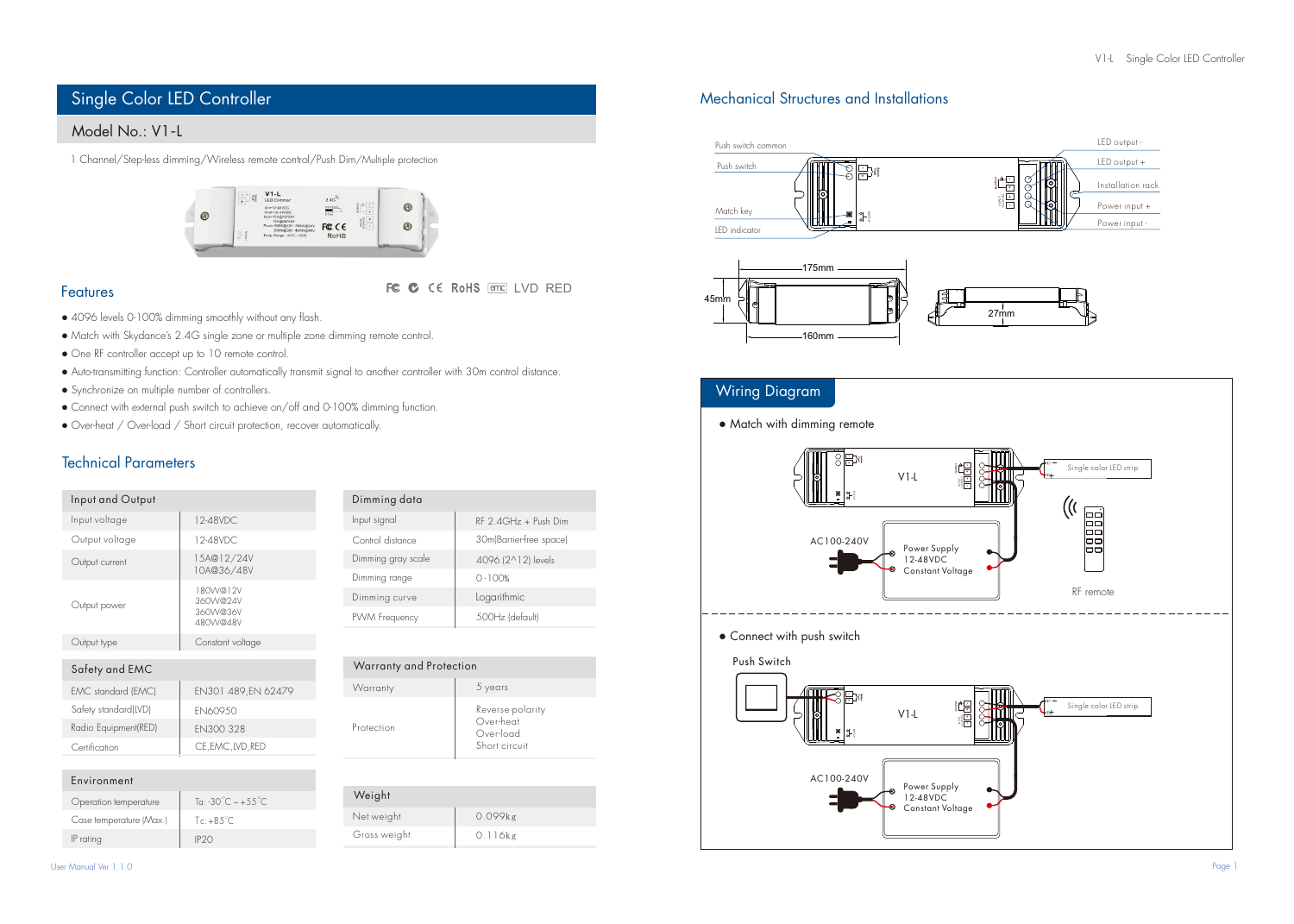# Single Color LED Controller

## Model No.: V1-L

1 Channel/Step-less dimming/Wireless remote control/Push Dim/Multiple protection

## Features

FC CE RoHS emc LVD RED

- 4096 levels 0-100% dimming smoothly without any flash.
- Match with Skydance's 2.4G single zone or multiple zone dimming remote control.
- One RF controller accept up to 10 remote control.
- Auto-transmitting function: Controller automatically transmit signal to another controller with 30m control distance.
- Synchronize on multiple number of controllers.
- Connect with external push switch to achieve on/off and 0-100% dimming function.
- Over-heat / Over-load / Short circuit protection, recover automatically.

## Technical Parameters

| Input and Output | |
|---|---|
| Input voltage | 12-48VDC |
| Output voltage | 12-48VDC |
| Output current | 15A@12/24V 10A@36/48V |
| Output power | 180W@12V 360W@24V 360W@36V 480W@48V |
| Output type | Constant voltage |

| Safety and EMC | |
|---|---|
| EMC standard (EMC) | EN301 489,EN 62479 |
| Safety standard(LVD) | EN60950 |
| Radio Equipment(RED) | EN300 328 |
| Certification | CE,EMC,LVD,RED |

| Environment | |
|---|---|
| Operation temperature | Ta: -30°C ~ +55°C |
| Case temperature (Max.) | Tc:+85°C |
| IP rating | IP20 |

| Dimming data | |
|---|---|
| Input signal | RF 2.4GHz + Push Dim |
| Control distance | 30m(Barrier-free space) |
| Dimming gray scale | 4096 (2^12) levels |
| Dimming range | 0 -100% |
| Dimming curve | Logarithmic |
| PWM Frequency | 500Hz (default) |

| Warranty and Protection | |
|---|---|
| Warranty | 5 years |
| Protection | Reverse polarity Over-heat Over-load Short circuit |

| Weight | |
|---|---|
| Net weight | 0.099kg |
| Gross weight | 0.116kg |

## Mechanical Structures and Installations

Push switch common, Push switch, Match key, LED indicator, LED output -, LED output +, Installation rack, Power input +, Power input -

175mm, 160mm, 45mm, 27mm

## Wiring Diagram

- Match with dimming remote

V1-L, Single color LED strip, AC100-240V, Power Supply 12-48VDC Constant Voltage, RF remote

- Connect with push switch

Push Switch, V1-L, Single color LED strip, AC100-240V, Power Supply 12-48VDC Constant Voltage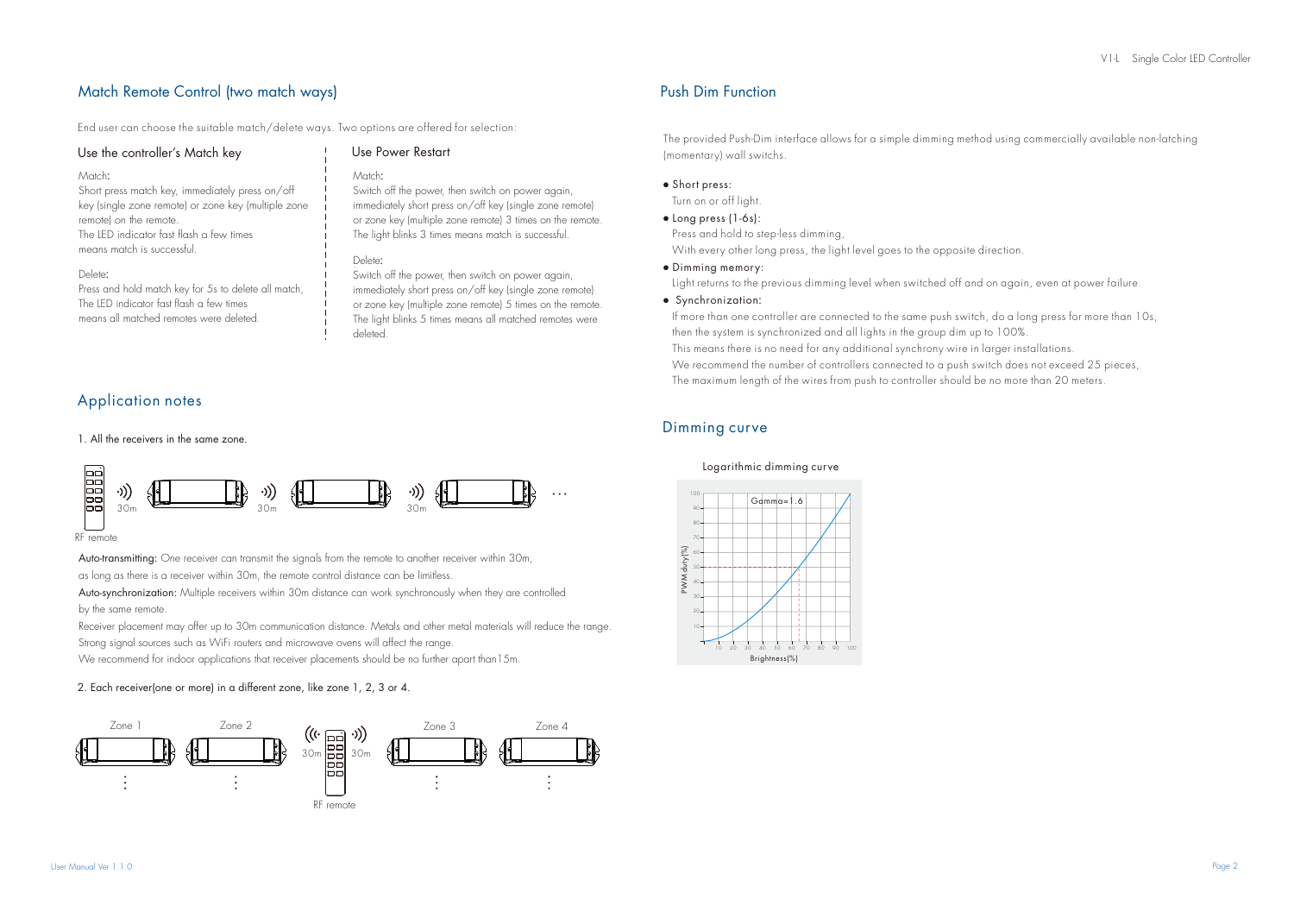## Match Remote Control (two match ways)

End user can choose the suitable match/delete ways. Two options are offered for selection:

### Use the controller's Match key

Match:

Short press match key, immediately press on/off key (single zone remote) or zone key (multiple zone remote) on the remote.
The LED indicator fast flash a few times means match is successful.

Delete:

Press and hold match key for 5s to delete all match,
The LED indicator fast flash a few times means all matched remotes were deleted.

### Use Power Restart

Match:

Switch off the power, then switch on power again, immediately short press on/off key (single zone remote) or zone key (multiple zone remote) 3 times on the remote.
The light blinks 3 times means match is successful.

Delete:

Switch off the power, then switch on power again, immediately short press on/off key (single zone remote) or zone key (multiple zone remote) 5 times on the remote.
The light blinks 5 times means all matched remotes were deleted.

## Application notes

1. All the receivers in the same zone.

30m 30m 30m ...

RF remote

**Auto-transmitting:** One receiver can transmit the signals from the remote to another receiver within 30m, as long as there is a receiver within 30m, the remote control distance can be limitless.

**Auto-synchronization:** Multiple receivers within 30m distance can work synchronously when they are controlled by the same remote.

Receiver placement may offer up to 30m communication distance. Metals and other metal materials will reduce the range.
Strong signal sources such as WiFi routers and microwave ovens will affect the range.
We recommend for indoor applications that receiver placements should be no further apart than15m.

2. Each receiver(one or more) in a different zone, like zone 1, 2, 3 or 4.

Zone 1 Zone 2 Zone 3 Zone 4

30m 30m

RF remote

## Push Dim Function

The provided Push-Dim interface allows for a simple dimming method using commercially available non-latching (momentary) wall switchs.

- Short press:
  Turn on or off light.
- Long press (1-6s):
  Press and hold to step-less dimming,
  With every other long press, the light level goes to the opposite direction.
- Dimming memory:
  Light returns to the previous dimming level when switched off and on again, even at power failure.
- Synchronization:
  If more than one controller are connected to the same push switch, do a long press for more than 10s, then the system is synchronized and all lights in the group dim up to 100%.
  This means there is no need for any additional synchrony wire in larger installations.
  We recommend the number of controllers connected to a push switch does not exceed 25 pieces,
  The maximum length of the wires from push to controller should be no more than 20 meters.

## Dimming curve

Logarithmic dimming curve

Gamma=1.6

PWM duty(%)

100 90 80 70 60 50 40 30 20 10

10 20 30 40 50 60 70 80 90 100

Brightness(%)